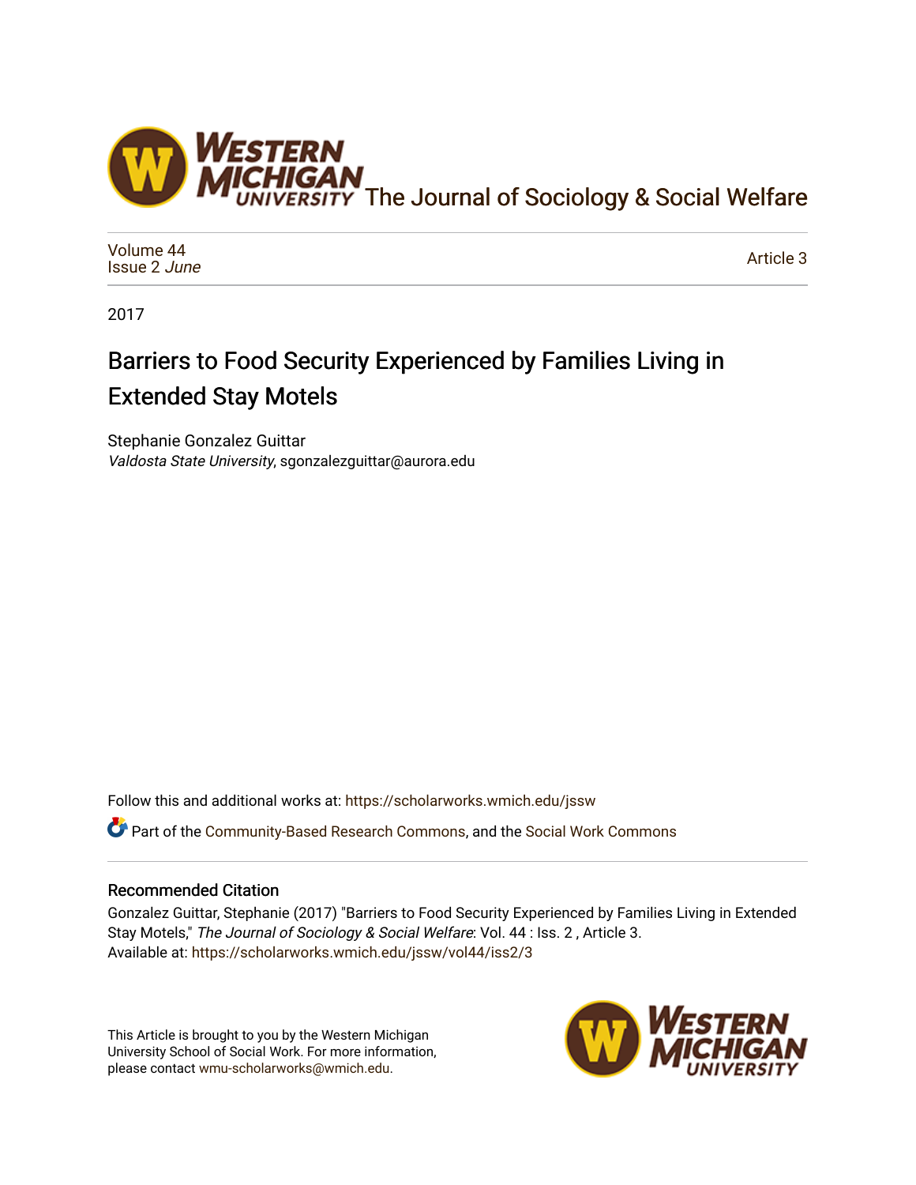# The Journal of Sociology & Social Welfare

Volume 44
Issue 2 *June*

Article 3

2017

## Barriers to Food Security Experienced by Families Living in Extended Stay Motels

Stephanie Gonzalez Guittar
*Valdosta State University*, sgonzalezguittar@aurora.edu

Follow this and additional works at: https://scholarworks.wmich.edu/jssw

Part of the Community-Based Research Commons, and the Social Work Commons

### Recommended Citation

Gonzalez Guittar, Stephanie (2017) "Barriers to Food Security Experienced by Families Living in Extended Stay Motels," *The Journal of Sociology & Social Welfare*: Vol. 44 : Iss. 2 , Article 3.
Available at: https://scholarworks.wmich.edu/jssw/vol44/iss2/3

This Article is brought to you by the Western Michigan University School of Social Work. For more information, please contact wmu-scholarworks@wmich.edu.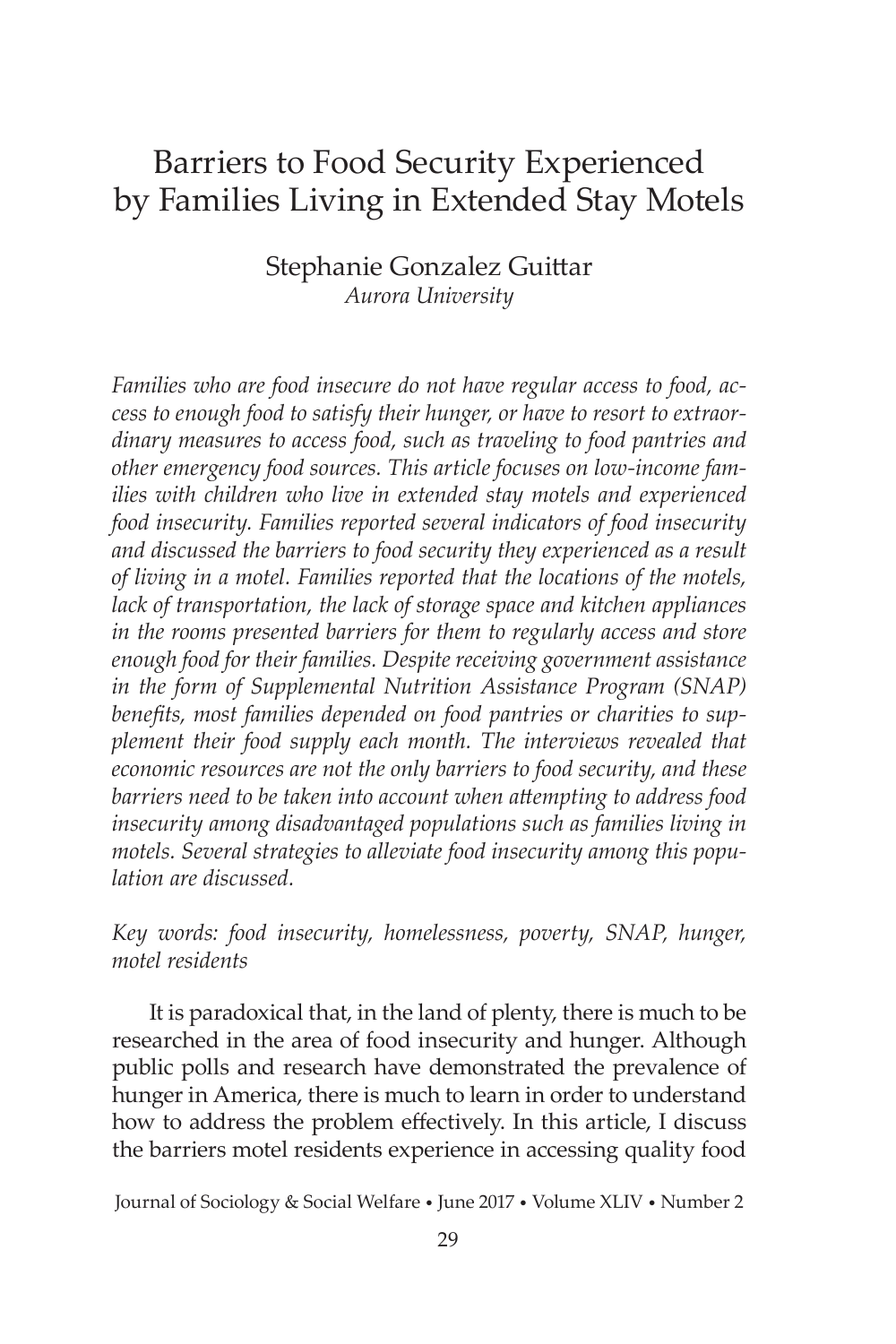# Barriers to Food Security Experienced by Families Living in Extended Stay Motels

Stephanie Gonzalez Guittar
*Aurora University*

*Families who are food insecure do not have regular access to food, access to enough food to satisfy their hunger, or have to resort to extraordinary measures to access food, such as traveling to food pantries and other emergency food sources. This article focuses on low-income families with children who live in extended stay motels and experienced food insecurity. Families reported several indicators of food insecurity and discussed the barriers to food security they experienced as a result of living in a motel. Families reported that the locations of the motels, lack of transportation, the lack of storage space and kitchen appliances in the rooms presented barriers for them to regularly access and store enough food for their families. Despite receiving government assistance in the form of Supplemental Nutrition Assistance Program (SNAP) benefits, most families depended on food pantries or charities to supplement their food supply each month. The interviews revealed that economic resources are not the only barriers to food security, and these barriers need to be taken into account when attempting to address food insecurity among disadvantaged populations such as families living in motels. Several strategies to alleviate food insecurity among this population are discussed.*

*Key words: food insecurity, homelessness, poverty, SNAP, hunger, motel residents*

It is paradoxical that, in the land of plenty, there is much to be researched in the area of food insecurity and hunger. Although public polls and research have demonstrated the prevalence of hunger in America, there is much to learn in order to understand how to address the problem effectively. In this article, I discuss the barriers motel residents experience in accessing quality food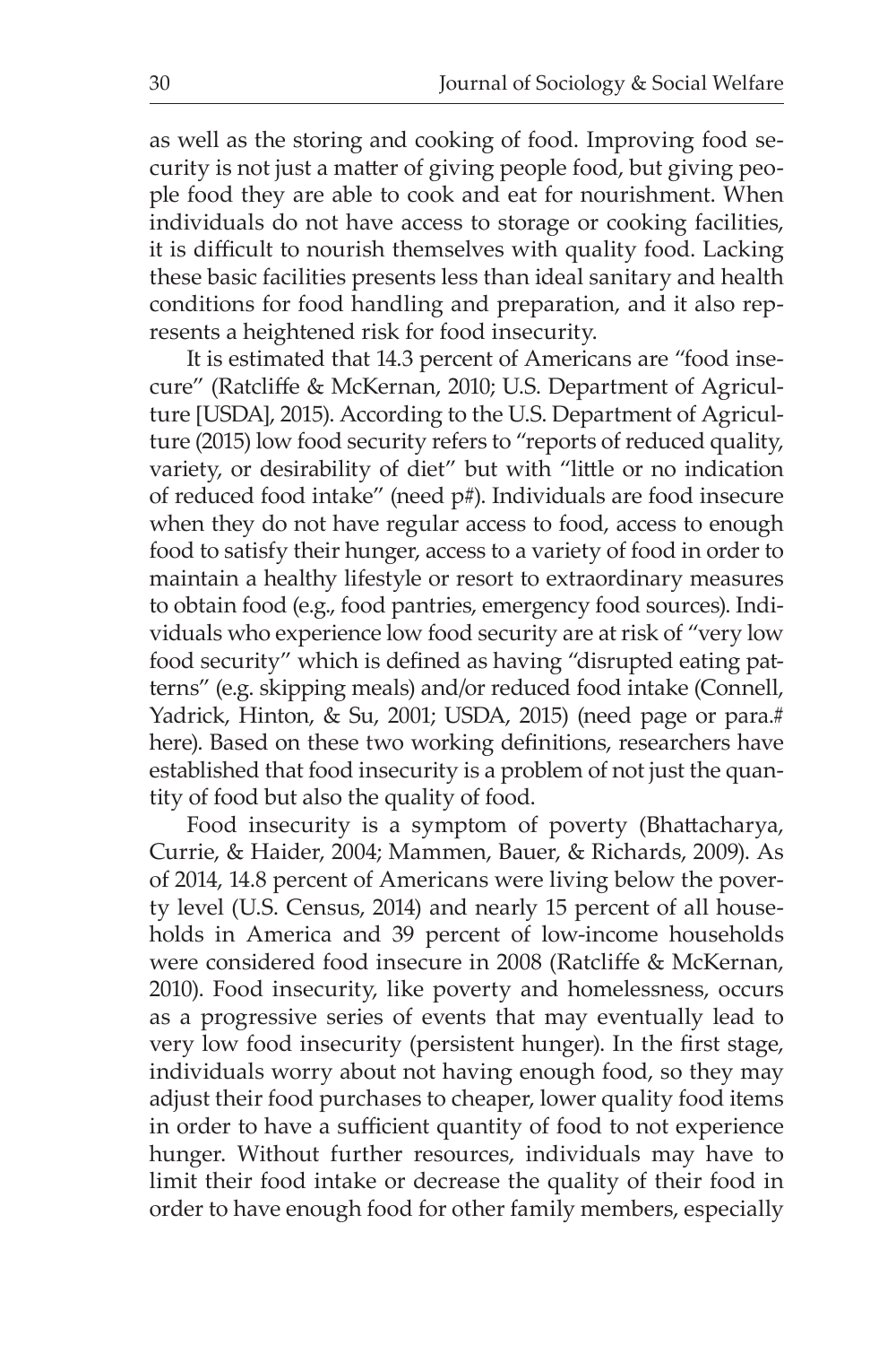as well as the storing and cooking of food. Improving food security is not just a matter of giving people food, but giving people food they are able to cook and eat for nourishment. When individuals do not have access to storage or cooking facilities, it is difficult to nourish themselves with quality food. Lacking these basic facilities presents less than ideal sanitary and health conditions for food handling and preparation, and it also represents a heightened risk for food insecurity.

It is estimated that 14.3 percent of Americans are "food insecure" (Ratcliffe & McKernan, 2010; U.S. Department of Agriculture [USDA], 2015). According to the U.S. Department of Agriculture (2015) low food security refers to "reports of reduced quality, variety, or desirability of diet" but with "little or no indication of reduced food intake" (need p#). Individuals are food insecure when they do not have regular access to food, access to enough food to satisfy their hunger, access to a variety of food in order to maintain a healthy lifestyle or resort to extraordinary measures to obtain food (e.g., food pantries, emergency food sources). Individuals who experience low food security are at risk of "very low food security" which is defined as having "disrupted eating patterns" (e.g. skipping meals) and/or reduced food intake (Connell, Yadrick, Hinton, & Su, 2001; USDA, 2015) (need page or para.# here). Based on these two working definitions, researchers have established that food insecurity is a problem of not just the quantity of food but also the quality of food.

Food insecurity is a symptom of poverty (Bhattacharya, Currie, & Haider, 2004; Mammen, Bauer, & Richards, 2009). As of 2014, 14.8 percent of Americans were living below the poverty level (U.S. Census, 2014) and nearly 15 percent of all households in America and 39 percent of low-income households were considered food insecure in 2008 (Ratcliffe & McKernan, 2010). Food insecurity, like poverty and homelessness, occurs as a progressive series of events that may eventually lead to very low food insecurity (persistent hunger). In the first stage, individuals worry about not having enough food, so they may adjust their food purchases to cheaper, lower quality food items in order to have a sufficient quantity of food to not experience hunger. Without further resources, individuals may have to limit their food intake or decrease the quality of their food in order to have enough food for other family members, especially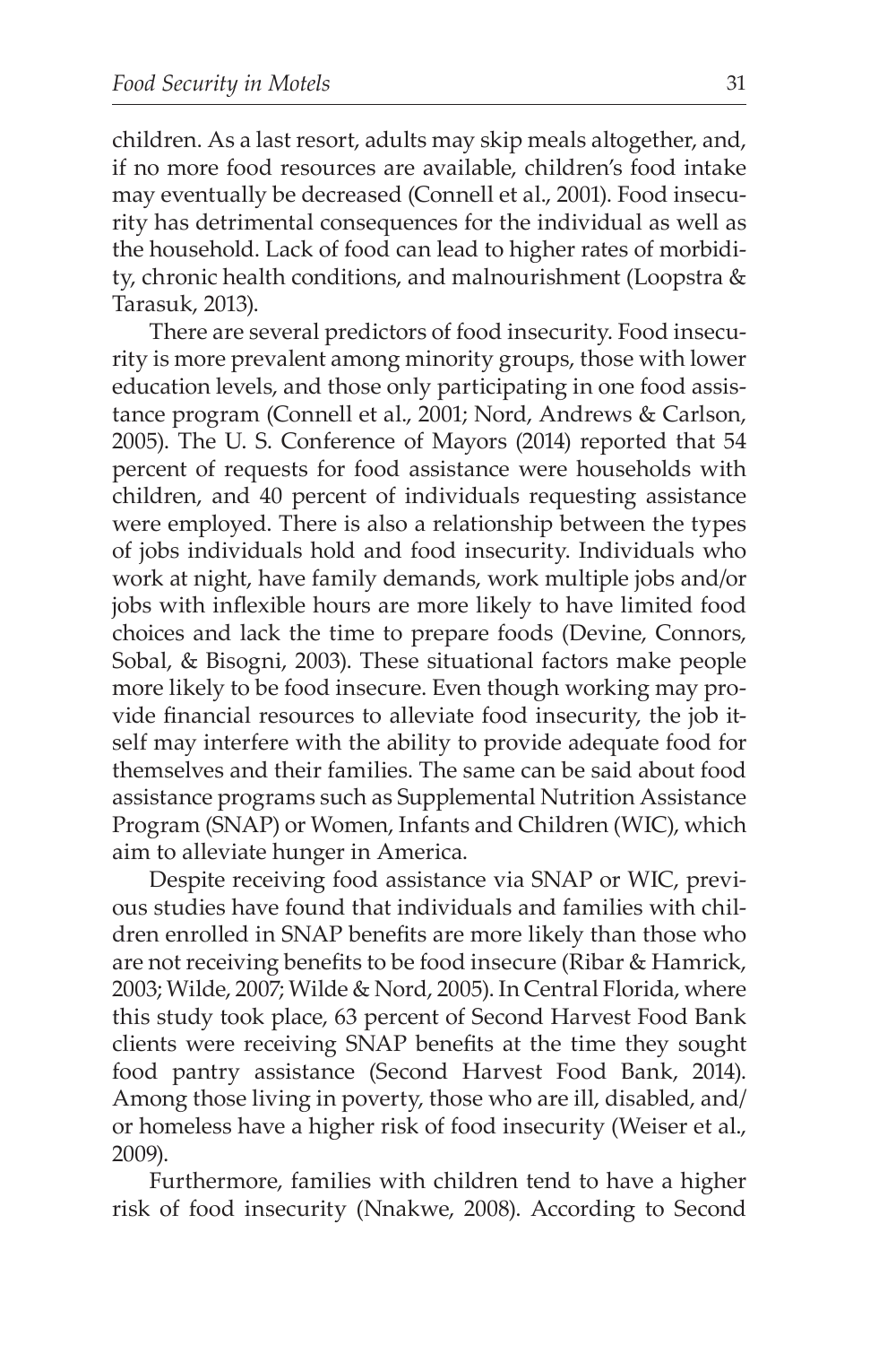children. As a last resort, adults may skip meals altogether, and, if no more food resources are available, children's food intake may eventually be decreased (Connell et al., 2001). Food insecurity has detrimental consequences for the individual as well as the household. Lack of food can lead to higher rates of morbidity, chronic health conditions, and malnourishment (Loopstra & Tarasuk, 2013).

There are several predictors of food insecurity. Food insecurity is more prevalent among minority groups, those with lower education levels, and those only participating in one food assistance program (Connell et al., 2001; Nord, Andrews & Carlson, 2005). The U. S. Conference of Mayors (2014) reported that 54 percent of requests for food assistance were households with children, and 40 percent of individuals requesting assistance were employed. There is also a relationship between the types of jobs individuals hold and food insecurity. Individuals who work at night, have family demands, work multiple jobs and/or jobs with inflexible hours are more likely to have limited food choices and lack the time to prepare foods (Devine, Connors, Sobal, & Bisogni, 2003). These situational factors make people more likely to be food insecure. Even though working may provide financial resources to alleviate food insecurity, the job itself may interfere with the ability to provide adequate food for themselves and their families. The same can be said about food assistance programs such as Supplemental Nutrition Assistance Program (SNAP) or Women, Infants and Children (WIC), which aim to alleviate hunger in America.

Despite receiving food assistance via SNAP or WIC, previous studies have found that individuals and families with children enrolled in SNAP benefits are more likely than those who are not receiving benefits to be food insecure (Ribar & Hamrick, 2003; Wilde, 2007; Wilde & Nord, 2005). In Central Florida, where this study took place, 63 percent of Second Harvest Food Bank clients were receiving SNAP benefits at the time they sought food pantry assistance (Second Harvest Food Bank, 2014). Among those living in poverty, those who are ill, disabled, and/or homeless have a higher risk of food insecurity (Weiser et al., 2009).

Furthermore, families with children tend to have a higher risk of food insecurity (Nnakwe, 2008). According to Second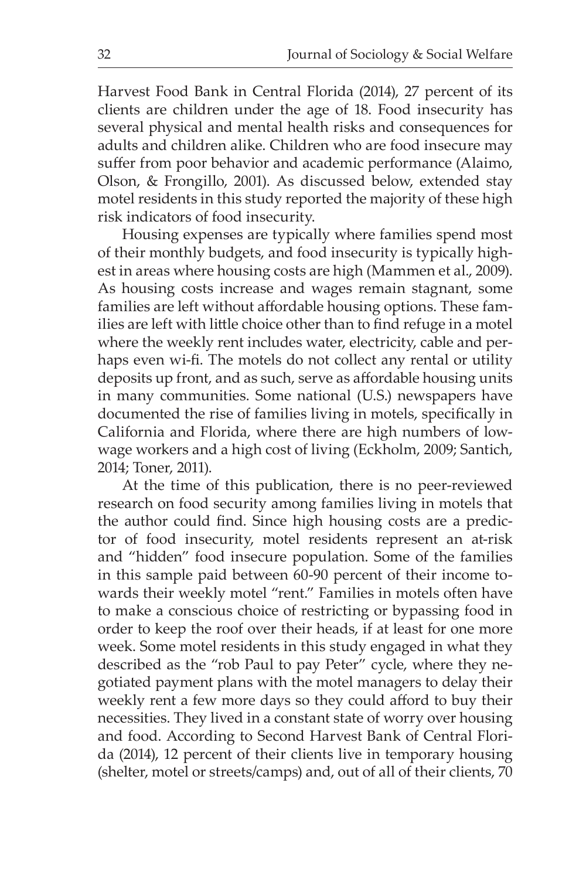Harvest Food Bank in Central Florida (2014), 27 percent of its clients are children under the age of 18. Food insecurity has several physical and mental health risks and consequences for adults and children alike. Children who are food insecure may suffer from poor behavior and academic performance (Alaimo, Olson, & Frongillo, 2001). As discussed below, extended stay motel residents in this study reported the majority of these high risk indicators of food insecurity.

Housing expenses are typically where families spend most of their monthly budgets, and food insecurity is typically highest in areas where housing costs are high (Mammen et al., 2009). As housing costs increase and wages remain stagnant, some families are left without affordable housing options. These families are left with little choice other than to find refuge in a motel where the weekly rent includes water, electricity, cable and perhaps even wi-fi. The motels do not collect any rental or utility deposits up front, and as such, serve as affordable housing units in many communities. Some national (U.S.) newspapers have documented the rise of families living in motels, specifically in California and Florida, where there are high numbers of low-wage workers and a high cost of living (Eckholm, 2009; Santich, 2014; Toner, 2011).

At the time of this publication, there is no peer-reviewed research on food security among families living in motels that the author could find. Since high housing costs are a predictor of food insecurity, motel residents represent an at-risk and "hidden" food insecure population. Some of the families in this sample paid between 60-90 percent of their income towards their weekly motel "rent." Families in motels often have to make a conscious choice of restricting or bypassing food in order to keep the roof over their heads, if at least for one more week. Some motel residents in this study engaged in what they described as the "rob Paul to pay Peter" cycle, where they negotiated payment plans with the motel managers to delay their weekly rent a few more days so they could afford to buy their necessities. They lived in a constant state of worry over housing and food. According to Second Harvest Bank of Central Florida (2014), 12 percent of their clients live in temporary housing (shelter, motel or streets/camps) and, out of all of their clients, 70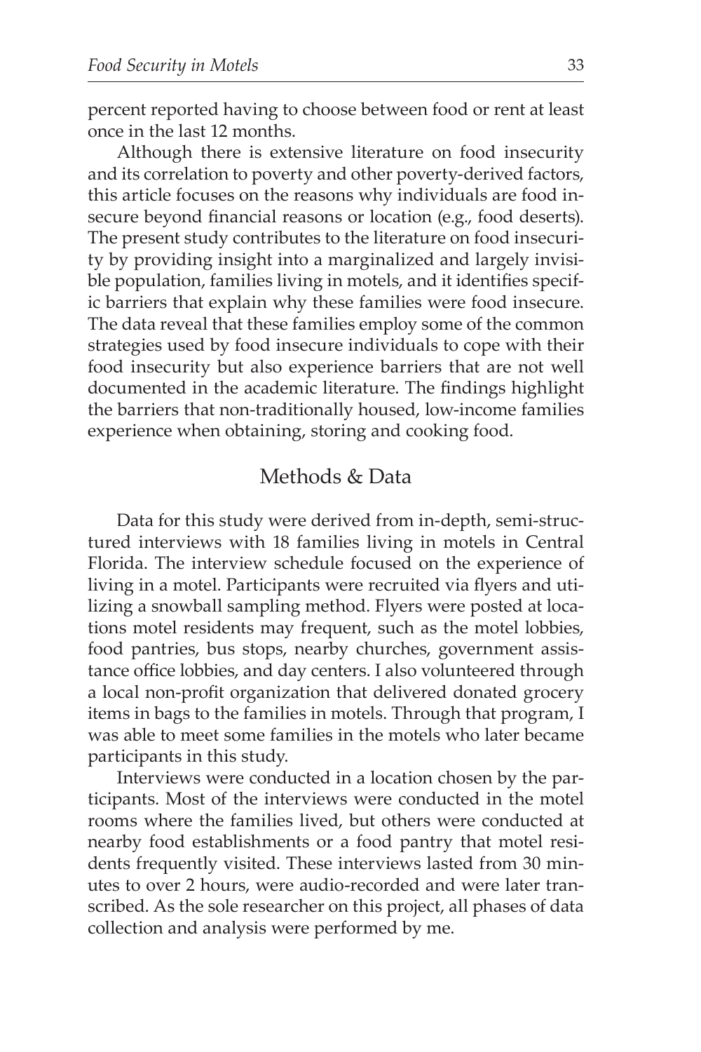percent reported having to choose between food or rent at least once in the last 12 months.

Although there is extensive literature on food insecurity and its correlation to poverty and other poverty-derived factors, this article focuses on the reasons why individuals are food insecure beyond financial reasons or location (e.g., food deserts). The present study contributes to the literature on food insecurity by providing insight into a marginalized and largely invisible population, families living in motels, and it identifies specific barriers that explain why these families were food insecure. The data reveal that these families employ some of the common strategies used by food insecure individuals to cope with their food insecurity but also experience barriers that are not well documented in the academic literature. The findings highlight the barriers that non-traditionally housed, low-income families experience when obtaining, storing and cooking food.

## Methods & Data

Data for this study were derived from in-depth, semi-structured interviews with 18 families living in motels in Central Florida. The interview schedule focused on the experience of living in a motel. Participants were recruited via flyers and utilizing a snowball sampling method. Flyers were posted at locations motel residents may frequent, such as the motel lobbies, food pantries, bus stops, nearby churches, government assistance office lobbies, and day centers. I also volunteered through a local non-profit organization that delivered donated grocery items in bags to the families in motels. Through that program, I was able to meet some families in the motels who later became participants in this study.

Interviews were conducted in a location chosen by the participants. Most of the interviews were conducted in the motel rooms where the families lived, but others were conducted at nearby food establishments or a food pantry that motel residents frequently visited. These interviews lasted from 30 minutes to over 2 hours, were audio-recorded and were later transcribed. As the sole researcher on this project, all phases of data collection and analysis were performed by me.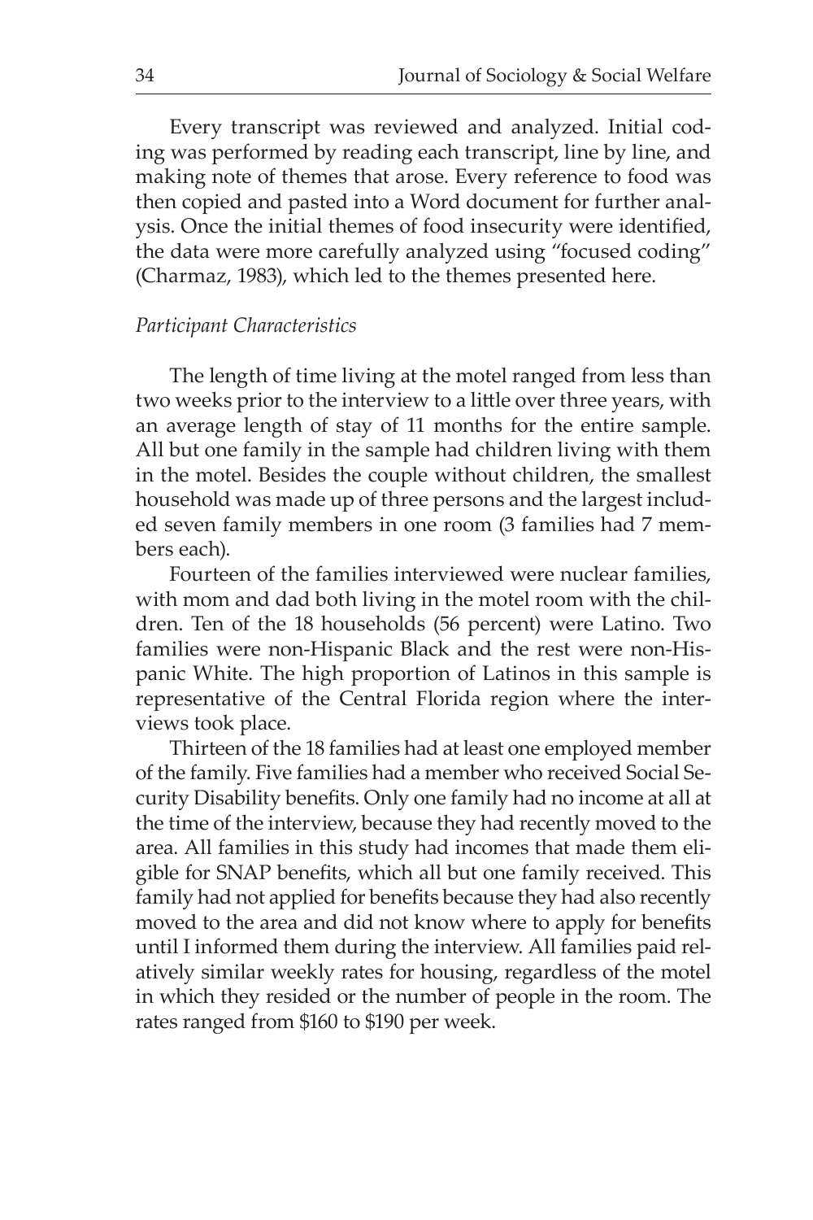Every transcript was reviewed and analyzed. Initial coding was performed by reading each transcript, line by line, and making note of themes that arose. Every reference to food was then copied and pasted into a Word document for further analysis. Once the initial themes of food insecurity were identified, the data were more carefully analyzed using "focused coding" (Charmaz, 1983), which led to the themes presented here.

### *Participant Characteristics*

The length of time living at the motel ranged from less than two weeks prior to the interview to a little over three years, with an average length of stay of 11 months for the entire sample. All but one family in the sample had children living with them in the motel. Besides the couple without children, the smallest household was made up of three persons and the largest included seven family members in one room (3 families had 7 members each).

Fourteen of the families interviewed were nuclear families, with mom and dad both living in the motel room with the children. Ten of the 18 households (56 percent) were Latino. Two families were non-Hispanic Black and the rest were non-Hispanic White. The high proportion of Latinos in this sample is representative of the Central Florida region where the interviews took place.

Thirteen of the 18 families had at least one employed member of the family. Five families had a member who received Social Security Disability benefits. Only one family had no income at all at the time of the interview, because they had recently moved to the area. All families in this study had incomes that made them eligible for SNAP benefits, which all but one family received. This family had not applied for benefits because they had also recently moved to the area and did not know where to apply for benefits until I informed them during the interview. All families paid relatively similar weekly rates for housing, regardless of the motel in which they resided or the number of people in the room. The rates ranged from $160 to $190 per week.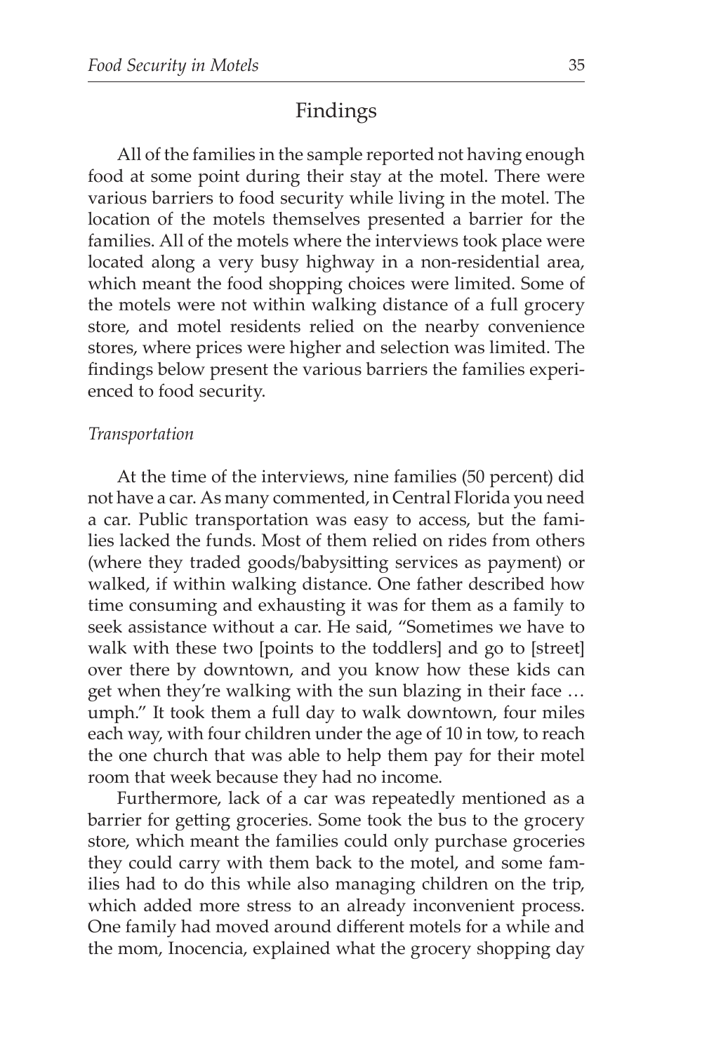## Findings

All of the families in the sample reported not having enough food at some point during their stay at the motel. There were various barriers to food security while living in the motel. The location of the motels themselves presented a barrier for the families. All of the motels where the interviews took place were located along a very busy highway in a non-residential area, which meant the food shopping choices were limited. Some of the motels were not within walking distance of a full grocery store, and motel residents relied on the nearby convenience stores, where prices were higher and selection was limited. The findings below present the various barriers the families experienced to food security.

### *Transportation*

At the time of the interviews, nine families (50 percent) did not have a car. As many commented, in Central Florida you need a car. Public transportation was easy to access, but the families lacked the funds. Most of them relied on rides from others (where they traded goods/babysitting services as payment) or walked, if within walking distance. One father described how time consuming and exhausting it was for them as a family to seek assistance without a car. He said, "Sometimes we have to walk with these two [points to the toddlers] and go to [street] over there by downtown, and you know how these kids can get when they're walking with the sun blazing in their face … umph." It took them a full day to walk downtown, four miles each way, with four children under the age of 10 in tow, to reach the one church that was able to help them pay for their motel room that week because they had no income.

Furthermore, lack of a car was repeatedly mentioned as a barrier for getting groceries. Some took the bus to the grocery store, which meant the families could only purchase groceries they could carry with them back to the motel, and some families had to do this while also managing children on the trip, which added more stress to an already inconvenient process. One family had moved around different motels for a while and the mom, Inocencia, explained what the grocery shopping day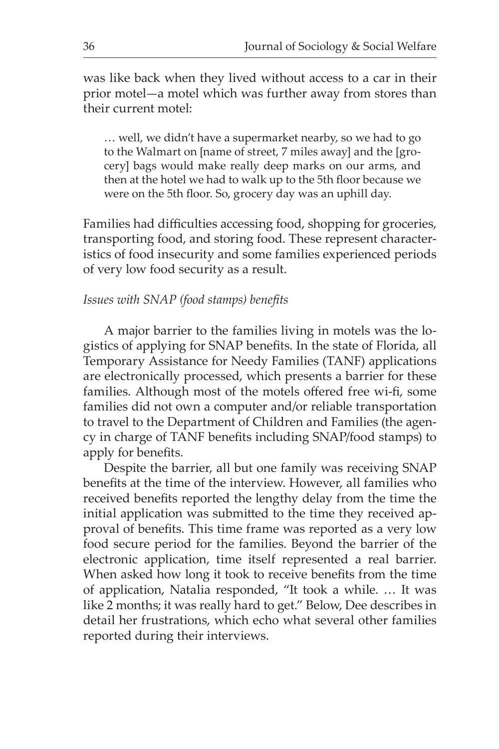was like back when they lived without access to a car in their prior motel—a motel which was further away from stores than their current motel:

> … well, we didn't have a supermarket nearby, so we had to go to the Walmart on [name of street, 7 miles away] and the [grocery] bags would make really deep marks on our arms, and then at the hotel we had to walk up to the 5th floor because we were on the 5th floor. So, grocery day was an uphill day.

Families had difficulties accessing food, shopping for groceries, transporting food, and storing food. These represent characteristics of food insecurity and some families experienced periods of very low food security as a result.

*Issues with SNAP (food stamps) benefits*

A major barrier to the families living in motels was the logistics of applying for SNAP benefits. In the state of Florida, all Temporary Assistance for Needy Families (TANF) applications are electronically processed, which presents a barrier for these families. Although most of the motels offered free wi-fi, some families did not own a computer and/or reliable transportation to travel to the Department of Children and Families (the agency in charge of TANF benefits including SNAP/food stamps) to apply for benefits.

Despite the barrier, all but one family was receiving SNAP benefits at the time of the interview. However, all families who received benefits reported the lengthy delay from the time the initial application was submitted to the time they received approval of benefits. This time frame was reported as a very low food secure period for the families. Beyond the barrier of the electronic application, time itself represented a real barrier. When asked how long it took to receive benefits from the time of application, Natalia responded, "It took a while. … It was like 2 months; it was really hard to get." Below, Dee describes in detail her frustrations, which echo what several other families reported during their interviews.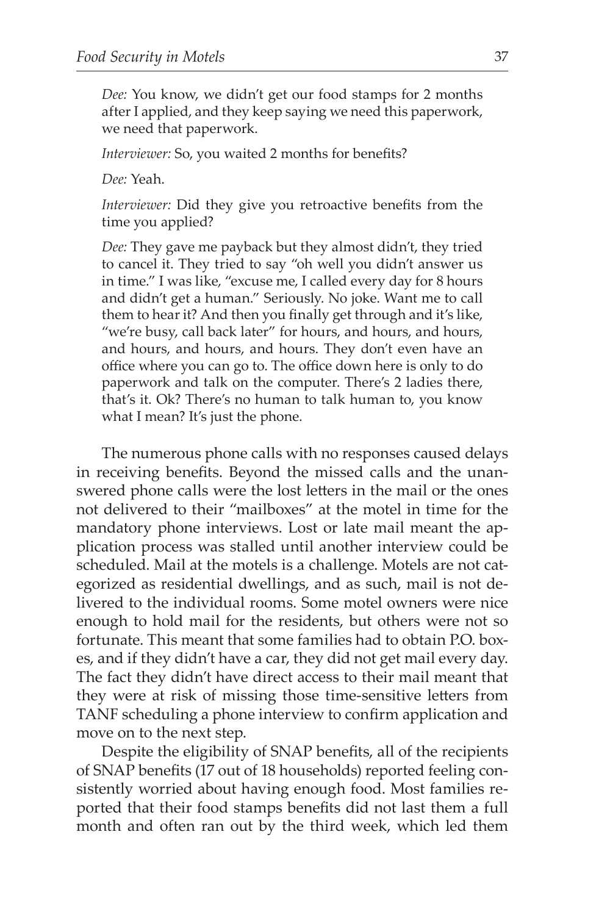*Dee:* You know, we didn't get our food stamps for 2 months after I applied, and they keep saying we need this paperwork, we need that paperwork.

*Interviewer:* So, you waited 2 months for benefits?

*Dee:* Yeah.

*Interviewer:* Did they give you retroactive benefits from the time you applied?

*Dee:* They gave me payback but they almost didn't, they tried to cancel it. They tried to say "oh well you didn't answer us in time." I was like, "excuse me, I called every day for 8 hours and didn't get a human." Seriously. No joke. Want me to call them to hear it? And then you finally get through and it's like, "we're busy, call back later" for hours, and hours, and hours, and hours, and hours, and hours. They don't even have an office where you can go to. The office down here is only to do paperwork and talk on the computer. There's 2 ladies there, that's it. Ok? There's no human to talk human to, you know what I mean? It's just the phone.

The numerous phone calls with no responses caused delays in receiving benefits. Beyond the missed calls and the unanswered phone calls were the lost letters in the mail or the ones not delivered to their "mailboxes" at the motel in time for the mandatory phone interviews. Lost or late mail meant the application process was stalled until another interview could be scheduled. Mail at the motels is a challenge. Motels are not categorized as residential dwellings, and as such, mail is not delivered to the individual rooms. Some motel owners were nice enough to hold mail for the residents, but others were not so fortunate. This meant that some families had to obtain P.O. boxes, and if they didn't have a car, they did not get mail every day. The fact they didn't have direct access to their mail meant that they were at risk of missing those time-sensitive letters from TANF scheduling a phone interview to confirm application and move on to the next step.

Despite the eligibility of SNAP benefits, all of the recipients of SNAP benefits (17 out of 18 households) reported feeling consistently worried about having enough food. Most families reported that their food stamps benefits did not last them a full month and often ran out by the third week, which led them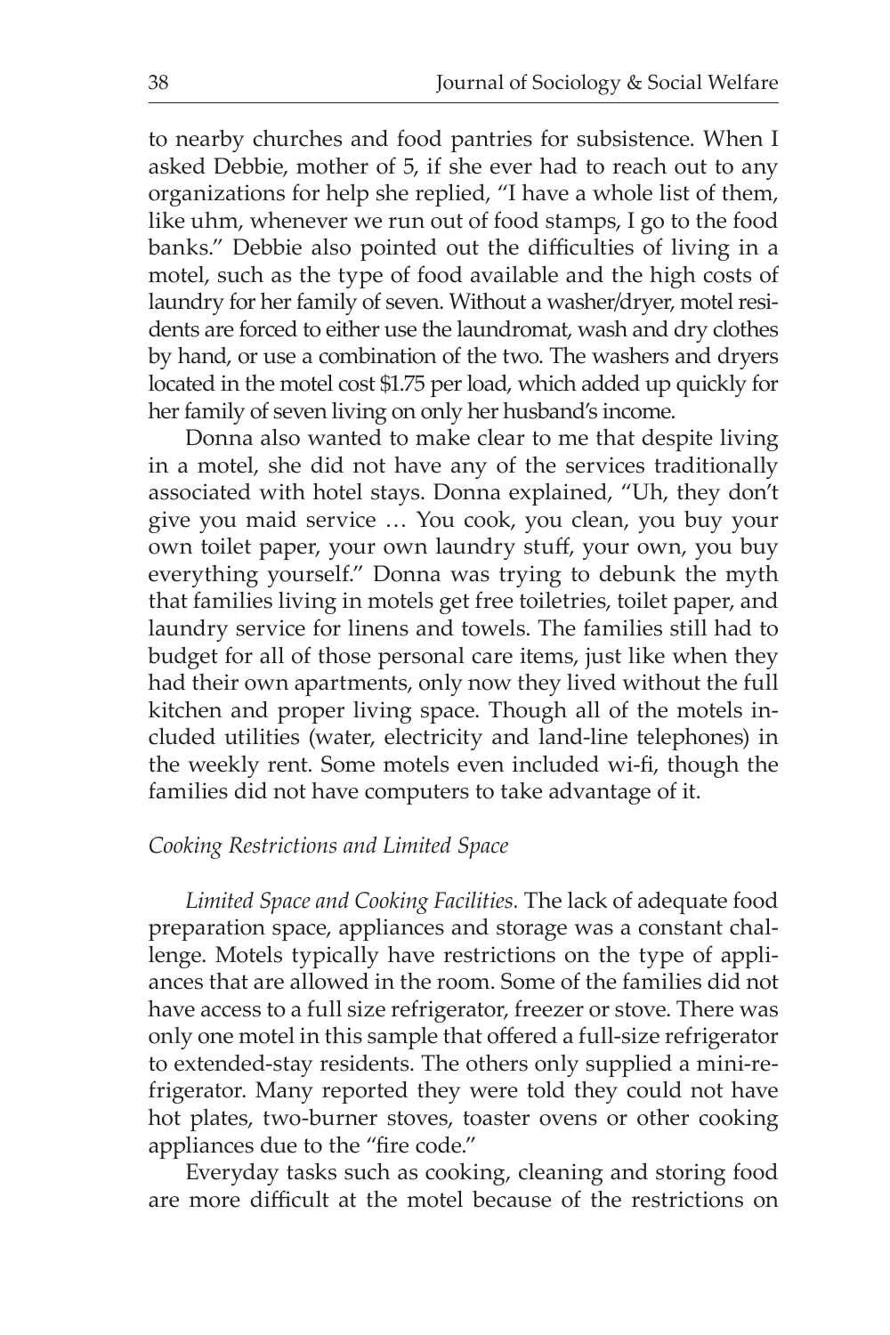to nearby churches and food pantries for subsistence. When I asked Debbie, mother of 5, if she ever had to reach out to any organizations for help she replied, "I have a whole list of them, like uhm, whenever we run out of food stamps, I go to the food banks." Debbie also pointed out the difficulties of living in a motel, such as the type of food available and the high costs of laundry for her family of seven. Without a washer/dryer, motel residents are forced to either use the laundromat, wash and dry clothes by hand, or use a combination of the two. The washers and dryers located in the motel cost $1.75 per load, which added up quickly for her family of seven living on only her husband's income.

Donna also wanted to make clear to me that despite living in a motel, she did not have any of the services traditionally associated with hotel stays. Donna explained, "Uh, they don't give you maid service … You cook, you clean, you buy your own toilet paper, your own laundry stuff, your own, you buy everything yourself." Donna was trying to debunk the myth that families living in motels get free toiletries, toilet paper, and laundry service for linens and towels. The families still had to budget for all of those personal care items, just like when they had their own apartments, only now they lived without the full kitchen and proper living space. Though all of the motels included utilities (water, electricity and land-line telephones) in the weekly rent. Some motels even included wi-fi, though the families did not have computers to take advantage of it.

### *Cooking Restrictions and Limited Space*

*Limited Space and Cooking Facilities.* The lack of adequate food preparation space, appliances and storage was a constant challenge. Motels typically have restrictions on the type of appliances that are allowed in the room. Some of the families did not have access to a full size refrigerator, freezer or stove. There was only one motel in this sample that offered a full-size refrigerator to extended-stay residents. The others only supplied a mini-refrigerator. Many reported they were told they could not have hot plates, two-burner stoves, toaster ovens or other cooking appliances due to the "fire code."

Everyday tasks such as cooking, cleaning and storing food are more difficult at the motel because of the restrictions on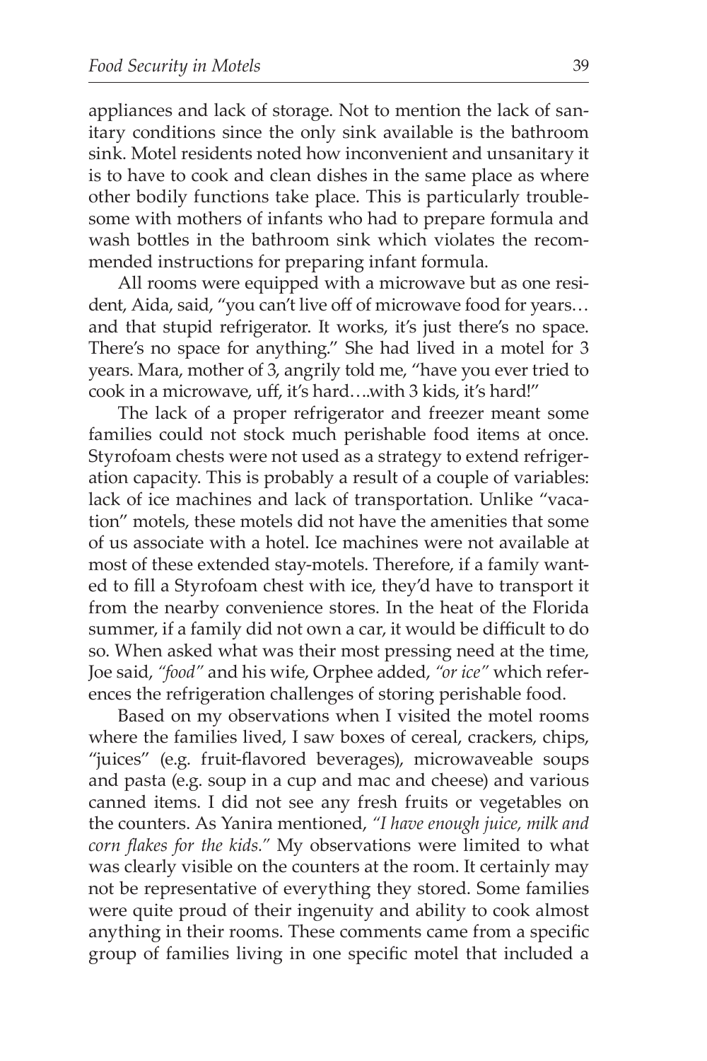appliances and lack of storage. Not to mention the lack of sanitary conditions since the only sink available is the bathroom sink. Motel residents noted how inconvenient and unsanitary it is to have to cook and clean dishes in the same place as where other bodily functions take place. This is particularly troublesome with mothers of infants who had to prepare formula and wash bottles in the bathroom sink which violates the recommended instructions for preparing infant formula.

All rooms were equipped with a microwave but as one resident, Aida, said, "you can't live off of microwave food for years… and that stupid refrigerator. It works, it's just there's no space. There's no space for anything." She had lived in a motel for 3 years. Mara, mother of 3, angrily told me, "have you ever tried to cook in a microwave, uff, it's hard….with 3 kids, it's hard!"

The lack of a proper refrigerator and freezer meant some families could not stock much perishable food items at once. Styrofoam chests were not used as a strategy to extend refrigeration capacity. This is probably a result of a couple of variables: lack of ice machines and lack of transportation. Unlike "vacation" motels, these motels did not have the amenities that some of us associate with a hotel. Ice machines were not available at most of these extended stay-motels. Therefore, if a family wanted to fill a Styrofoam chest with ice, they'd have to transport it from the nearby convenience stores. In the heat of the Florida summer, if a family did not own a car, it would be difficult to do so. When asked what was their most pressing need at the time, Joe said, *"food"* and his wife, Orphee added, *"or ice"* which references the refrigeration challenges of storing perishable food.

Based on my observations when I visited the motel rooms where the families lived, I saw boxes of cereal, crackers, chips, "juices" (e.g. fruit-flavored beverages), microwaveable soups and pasta (e.g. soup in a cup and mac and cheese) and various canned items. I did not see any fresh fruits or vegetables on the counters. As Yanira mentioned, *"I have enough juice, milk and corn flakes for the kids."* My observations were limited to what was clearly visible on the counters at the room. It certainly may not be representative of everything they stored. Some families were quite proud of their ingenuity and ability to cook almost anything in their rooms. These comments came from a specific group of families living in one specific motel that included a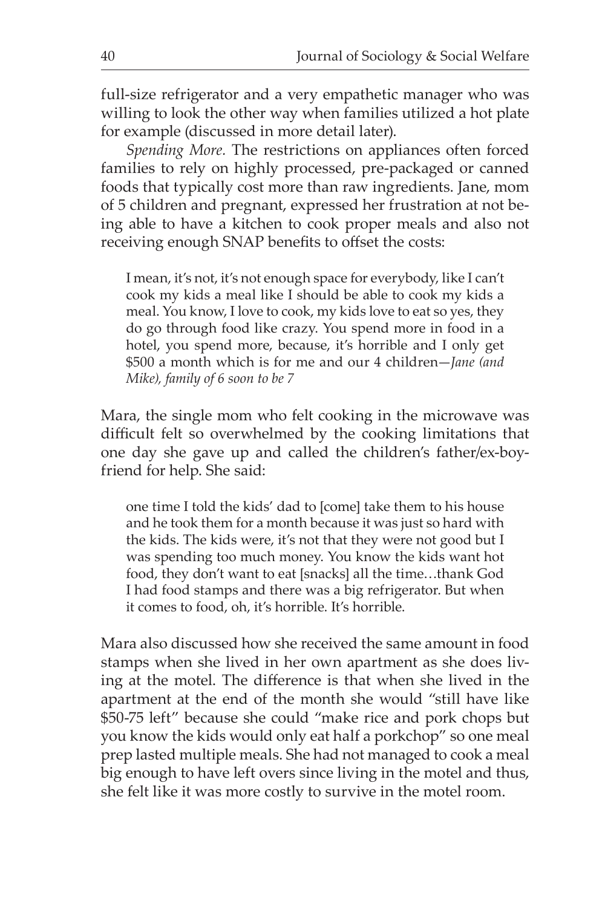full-size refrigerator and a very empathetic manager who was willing to look the other way when families utilized a hot plate for example (discussed in more detail later).

*Spending More.* The restrictions on appliances often forced families to rely on highly processed, pre-packaged or canned foods that typically cost more than raw ingredients. Jane, mom of 5 children and pregnant, expressed her frustration at not being able to have a kitchen to cook proper meals and also not receiving enough SNAP benefits to offset the costs:

> I mean, it's not, it's not enough space for everybody, like I can't cook my kids a meal like I should be able to cook my kids a meal. You know, I love to cook, my kids love to eat so yes, they do go through food like crazy. You spend more in food in a hotel, you spend more, because, it's horrible and I only get $500 a month which is for me and our 4 children—*Jane (and Mike), family of 6 soon to be 7*

Mara, the single mom who felt cooking in the microwave was difficult felt so overwhelmed by the cooking limitations that one day she gave up and called the children's father/ex-boyfriend for help. She said:

> one time I told the kids' dad to [come] take them to his house and he took them for a month because it was just so hard with the kids. The kids were, it's not that they were not good but I was spending too much money. You know the kids want hot food, they don't want to eat [snacks] all the time…thank God I had food stamps and there was a big refrigerator. But when it comes to food, oh, it's horrible. It's horrible.

Mara also discussed how she received the same amount in food stamps when she lived in her own apartment as she does living at the motel. The difference is that when she lived in the apartment at the end of the month she would "still have like $50-75 left" because she could "make rice and pork chops but you know the kids would only eat half a porkchop" so one meal prep lasted multiple meals. She had not managed to cook a meal big enough to have left overs since living in the motel and thus, she felt like it was more costly to survive in the motel room.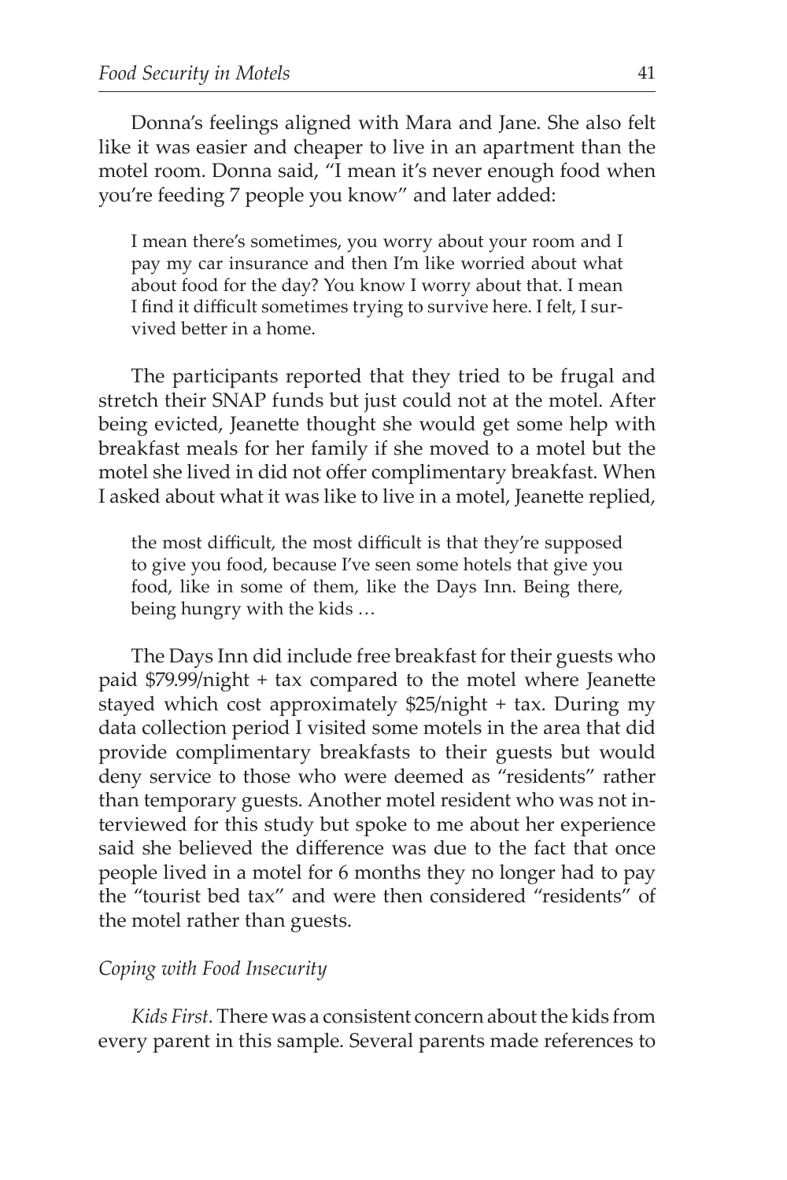Donna's feelings aligned with Mara and Jane. She also felt like it was easier and cheaper to live in an apartment than the motel room. Donna said, "I mean it's never enough food when you're feeding 7 people you know" and later added:

> I mean there's sometimes, you worry about your room and I pay my car insurance and then I'm like worried about what about food for the day? You know I worry about that. I mean I find it difficult sometimes trying to survive here. I felt, I survived better in a home.

The participants reported that they tried to be frugal and stretch their SNAP funds but just could not at the motel. After being evicted, Jeanette thought she would get some help with breakfast meals for her family if she moved to a motel but the motel she lived in did not offer complimentary breakfast. When I asked about what it was like to live in a motel, Jeanette replied,

> the most difficult, the most difficult is that they're supposed to give you food, because I've seen some hotels that give you food, like in some of them, like the Days Inn. Being there, being hungry with the kids …

The Days Inn did include free breakfast for their guests who paid $79.99/night + tax compared to the motel where Jeanette stayed which cost approximately $25/night + tax. During my data collection period I visited some motels in the area that did provide complimentary breakfasts to their guests but would deny service to those who were deemed as "residents" rather than temporary guests. Another motel resident who was not interviewed for this study but spoke to me about her experience said she believed the difference was due to the fact that once people lived in a motel for 6 months they no longer had to pay the "tourist bed tax" and were then considered "residents" of the motel rather than guests.

### *Coping with Food Insecurity*

*Kids First.* There was a consistent concern about the kids from every parent in this sample. Several parents made references to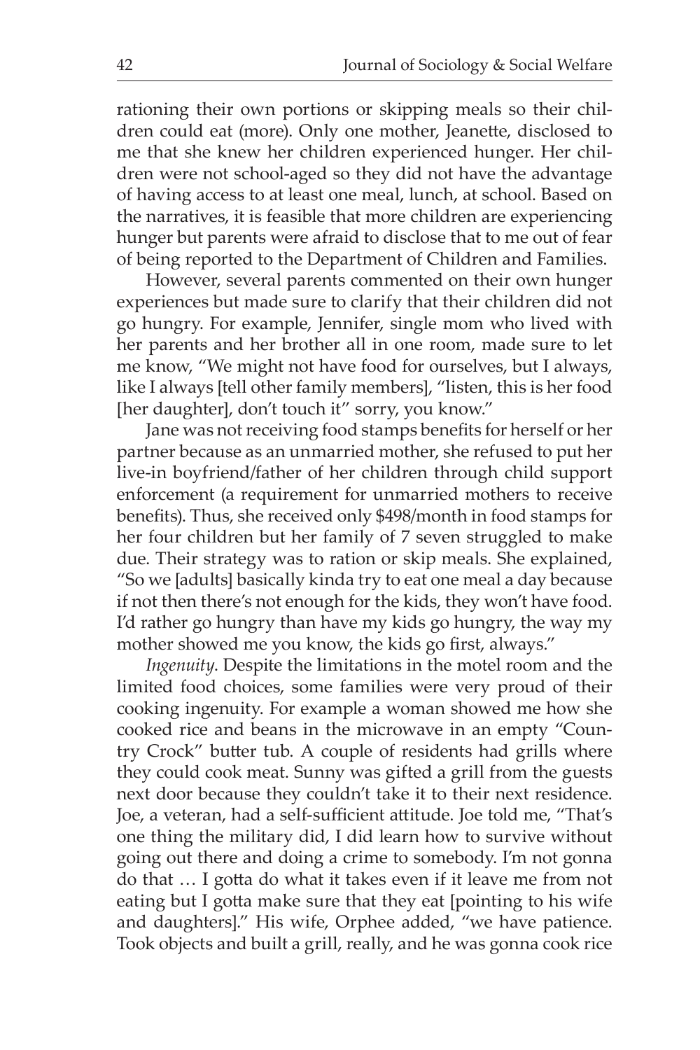rationing their own portions or skipping meals so their children could eat (more). Only one mother, Jeanette, disclosed to me that she knew her children experienced hunger. Her children were not school-aged so they did not have the advantage of having access to at least one meal, lunch, at school. Based on the narratives, it is feasible that more children are experiencing hunger but parents were afraid to disclose that to me out of fear of being reported to the Department of Children and Families.

However, several parents commented on their own hunger experiences but made sure to clarify that their children did not go hungry. For example, Jennifer, single mom who lived with her parents and her brother all in one room, made sure to let me know, "We might not have food for ourselves, but I always, like I always [tell other family members], "listen, this is her food [her daughter], don't touch it" sorry, you know."

Jane was not receiving food stamps benefits for herself or her partner because as an unmarried mother, she refused to put her live-in boyfriend/father of her children through child support enforcement (a requirement for unmarried mothers to receive benefits). Thus, she received only $498/month in food stamps for her four children but her family of 7 seven struggled to make due. Their strategy was to ration or skip meals. She explained, "So we [adults] basically kinda try to eat one meal a day because if not then there's not enough for the kids, they won't have food. I'd rather go hungry than have my kids go hungry, the way my mother showed me you know, the kids go first, always."

*Ingenuity*. Despite the limitations in the motel room and the limited food choices, some families were very proud of their cooking ingenuity. For example a woman showed me how she cooked rice and beans in the microwave in an empty "Country Crock" butter tub. A couple of residents had grills where they could cook meat. Sunny was gifted a grill from the guests next door because they couldn't take it to their next residence. Joe, a veteran, had a self-sufficient attitude. Joe told me, "That's one thing the military did, I did learn how to survive without going out there and doing a crime to somebody. I'm not gonna do that … I gotta do what it takes even if it leave me from not eating but I gotta make sure that they eat [pointing to his wife and daughters]." His wife, Orphee added, "we have patience. Took objects and built a grill, really, and he was gonna cook rice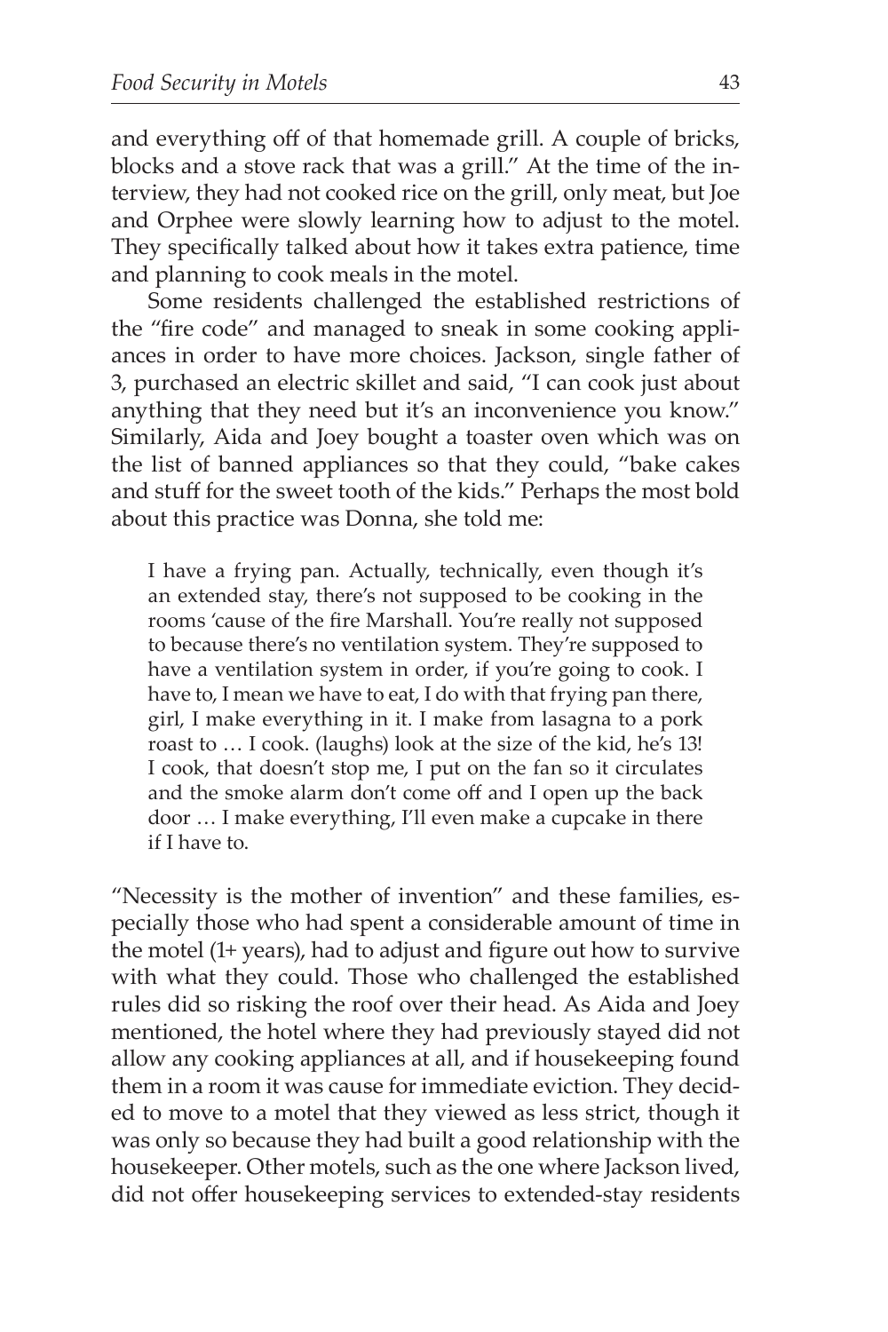and everything off of that homemade grill. A couple of bricks, blocks and a stove rack that was a grill." At the time of the interview, they had not cooked rice on the grill, only meat, but Joe and Orphee were slowly learning how to adjust to the motel. They specifically talked about how it takes extra patience, time and planning to cook meals in the motel.

Some residents challenged the established restrictions of the "fire code" and managed to sneak in some cooking appliances in order to have more choices. Jackson, single father of 3, purchased an electric skillet and said, "I can cook just about anything that they need but it's an inconvenience you know." Similarly, Aida and Joey bought a toaster oven which was on the list of banned appliances so that they could, "bake cakes and stuff for the sweet tooth of the kids." Perhaps the most bold about this practice was Donna, she told me:

> I have a frying pan. Actually, technically, even though it's an extended stay, there's not supposed to be cooking in the rooms 'cause of the fire Marshall. You're really not supposed to because there's no ventilation system. They're supposed to have a ventilation system in order, if you're going to cook. I have to, I mean we have to eat, I do with that frying pan there, girl, I make everything in it. I make from lasagna to a pork roast to … I cook. (laughs) look at the size of the kid, he's 13! I cook, that doesn't stop me, I put on the fan so it circulates and the smoke alarm don't come off and I open up the back door … I make everything, I'll even make a cupcake in there if I have to.

"Necessity is the mother of invention" and these families, especially those who had spent a considerable amount of time in the motel (1+ years), had to adjust and figure out how to survive with what they could. Those who challenged the established rules did so risking the roof over their head. As Aida and Joey mentioned, the hotel where they had previously stayed did not allow any cooking appliances at all, and if housekeeping found them in a room it was cause for immediate eviction. They decided to move to a motel that they viewed as less strict, though it was only so because they had built a good relationship with the housekeeper. Other motels, such as the one where Jackson lived, did not offer housekeeping services to extended-stay residents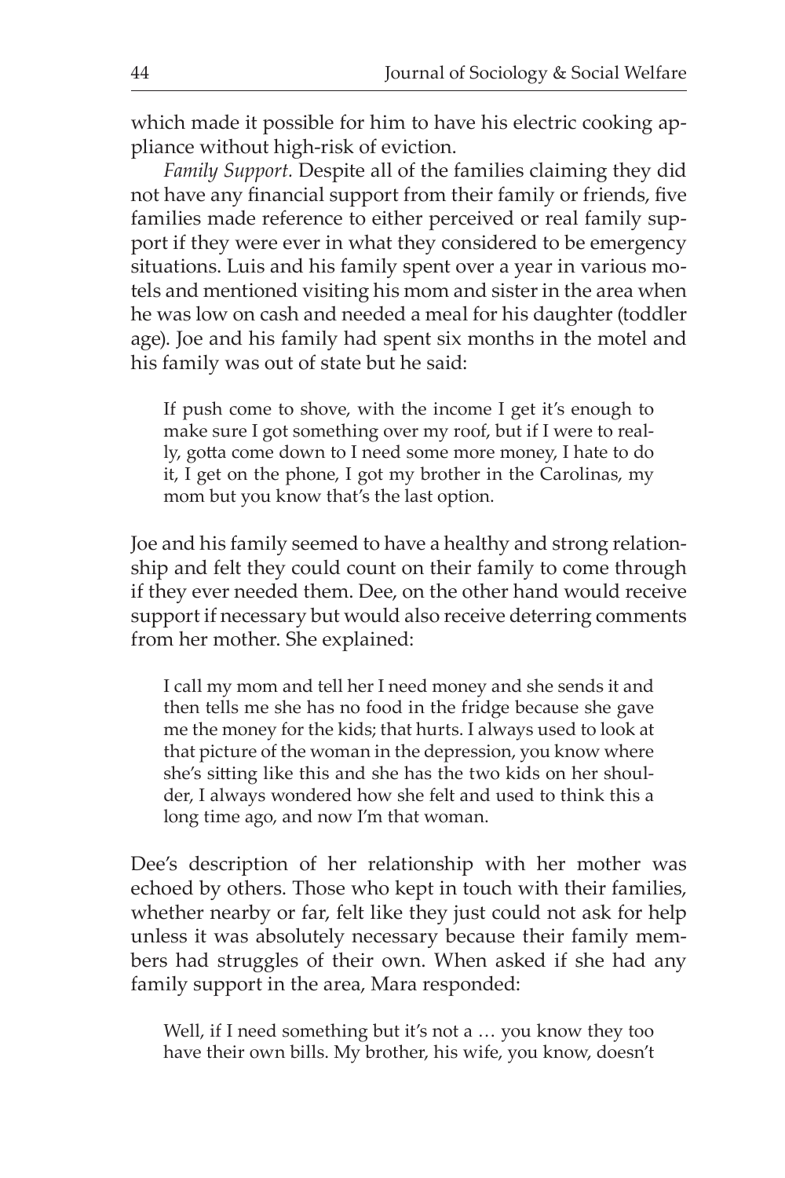which made it possible for him to have his electric cooking appliance without high-risk of eviction.

*Family Support.* Despite all of the families claiming they did not have any financial support from their family or friends, five families made reference to either perceived or real family support if they were ever in what they considered to be emergency situations. Luis and his family spent over a year in various motels and mentioned visiting his mom and sister in the area when he was low on cash and needed a meal for his daughter (toddler age). Joe and his family had spent six months in the motel and his family was out of state but he said:

> If push come to shove, with the income I get it's enough to make sure I got something over my roof, but if I were to really, gotta come down to I need some more money, I hate to do it, I get on the phone, I got my brother in the Carolinas, my mom but you know that's the last option.

Joe and his family seemed to have a healthy and strong relationship and felt they could count on their family to come through if they ever needed them. Dee, on the other hand would receive support if necessary but would also receive deterring comments from her mother. She explained:

> I call my mom and tell her I need money and she sends it and then tells me she has no food in the fridge because she gave me the money for the kids; that hurts. I always used to look at that picture of the woman in the depression, you know where she's sitting like this and she has the two kids on her shoulder, I always wondered how she felt and used to think this a long time ago, and now I'm that woman.

Dee's description of her relationship with her mother was echoed by others. Those who kept in touch with their families, whether nearby or far, felt like they just could not ask for help unless it was absolutely necessary because their family members had struggles of their own. When asked if she had any family support in the area, Mara responded:

> Well, if I need something but it's not a … you know they too have their own bills. My brother, his wife, you know, doesn't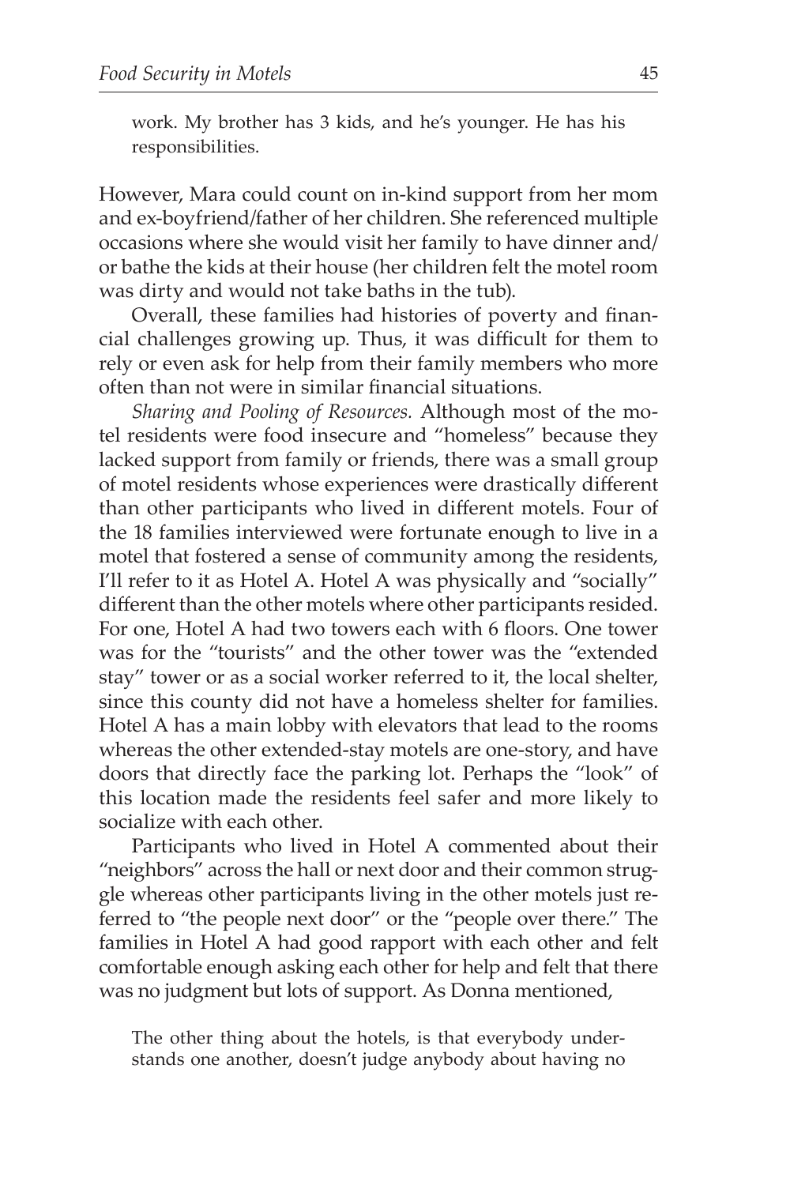> work. My brother has 3 kids, and he's younger. He has his responsibilities.

However, Mara could count on in-kind support from her mom and ex-boyfriend/father of her children. She referenced multiple occasions where she would visit her family to have dinner and/or bathe the kids at their house (her children felt the motel room was dirty and would not take baths in the tub).

Overall, these families had histories of poverty and financial challenges growing up. Thus, it was difficult for them to rely or even ask for help from their family members who more often than not were in similar financial situations.

*Sharing and Pooling of Resources.* Although most of the motel residents were food insecure and "homeless" because they lacked support from family or friends, there was a small group of motel residents whose experiences were drastically different than other participants who lived in different motels. Four of the 18 families interviewed were fortunate enough to live in a motel that fostered a sense of community among the residents, I'll refer to it as Hotel A. Hotel A was physically and "socially" different than the other motels where other participants resided. For one, Hotel A had two towers each with 6 floors. One tower was for the "tourists" and the other tower was the "extended stay" tower or as a social worker referred to it, the local shelter, since this county did not have a homeless shelter for families. Hotel A has a main lobby with elevators that lead to the rooms whereas the other extended-stay motels are one-story, and have doors that directly face the parking lot. Perhaps the "look" of this location made the residents feel safer and more likely to socialize with each other.

Participants who lived in Hotel A commented about their "neighbors" across the hall or next door and their common struggle whereas other participants living in the other motels just referred to "the people next door" or the "people over there." The families in Hotel A had good rapport with each other and felt comfortable enough asking each other for help and felt that there was no judgment but lots of support. As Donna mentioned,

> The other thing about the hotels, is that everybody understands one another, doesn't judge anybody about having no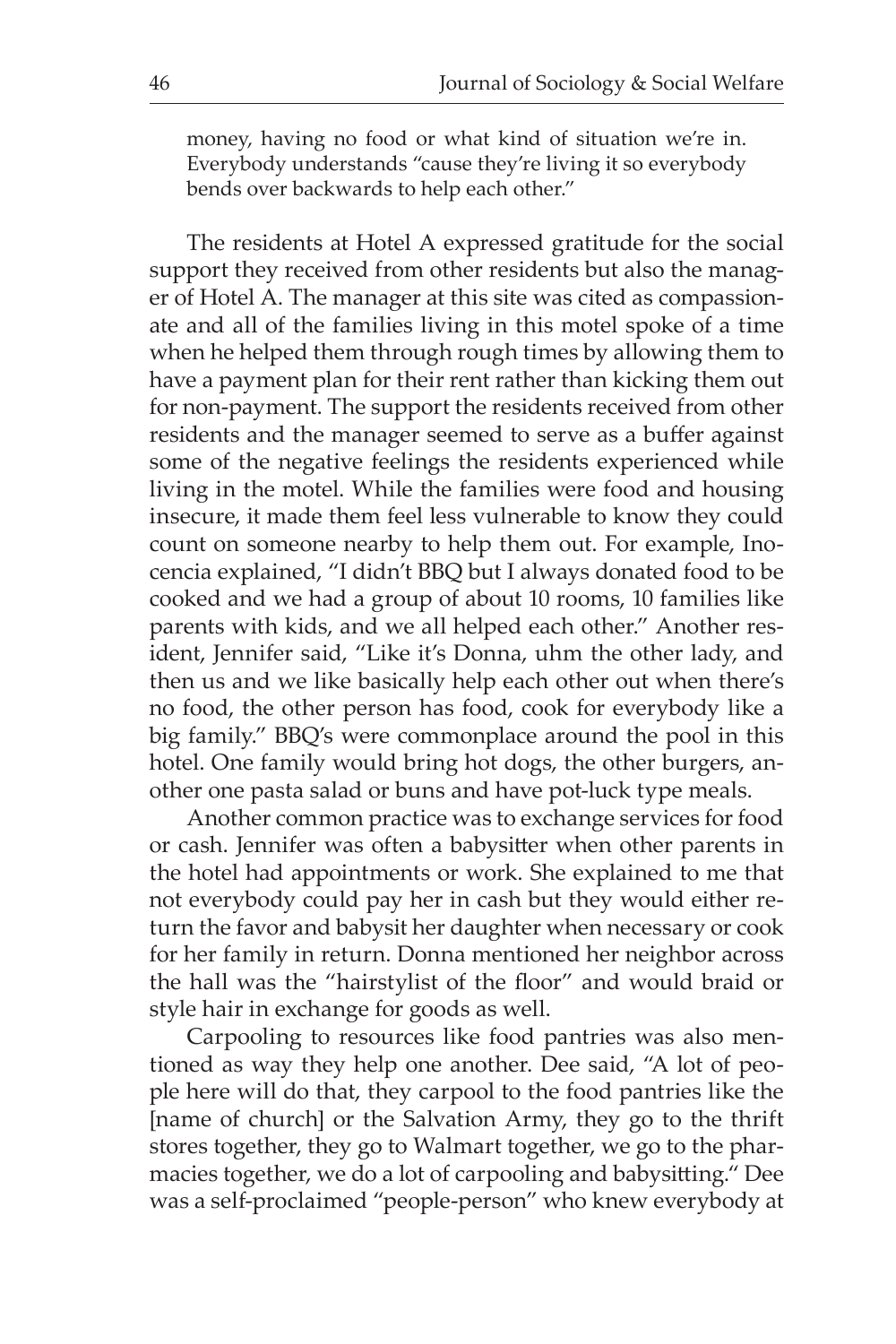money, having no food or what kind of situation we're in. Everybody understands "cause they're living it so everybody bends over backwards to help each other."

The residents at Hotel A expressed gratitude for the social support they received from other residents but also the manager of Hotel A. The manager at this site was cited as compassionate and all of the families living in this motel spoke of a time when he helped them through rough times by allowing them to have a payment plan for their rent rather than kicking them out for non-payment. The support the residents received from other residents and the manager seemed to serve as a buffer against some of the negative feelings the residents experienced while living in the motel. While the families were food and housing insecure, it made them feel less vulnerable to know they could count on someone nearby to help them out. For example, Inocencia explained, "I didn't BBQ but I always donated food to be cooked and we had a group of about 10 rooms, 10 families like parents with kids, and we all helped each other." Another resident, Jennifer said, "Like it's Donna, uhm the other lady, and then us and we like basically help each other out when there's no food, the other person has food, cook for everybody like a big family." BBQ's were commonplace around the pool in this hotel. One family would bring hot dogs, the other burgers, another one pasta salad or buns and have pot-luck type meals.

Another common practice was to exchange services for food or cash. Jennifer was often a babysitter when other parents in the hotel had appointments or work. She explained to me that not everybody could pay her in cash but they would either return the favor and babysit her daughter when necessary or cook for her family in return. Donna mentioned her neighbor across the hall was the "hairstylist of the floor" and would braid or style hair in exchange for goods as well.

Carpooling to resources like food pantries was also mentioned as way they help one another. Dee said, "A lot of people here will do that, they carpool to the food pantries like the [name of church] or the Salvation Army, they go to the thrift stores together, they go to Walmart together, we go to the pharmacies together, we do a lot of carpooling and babysitting." Dee was a self-proclaimed "people-person" who knew everybody at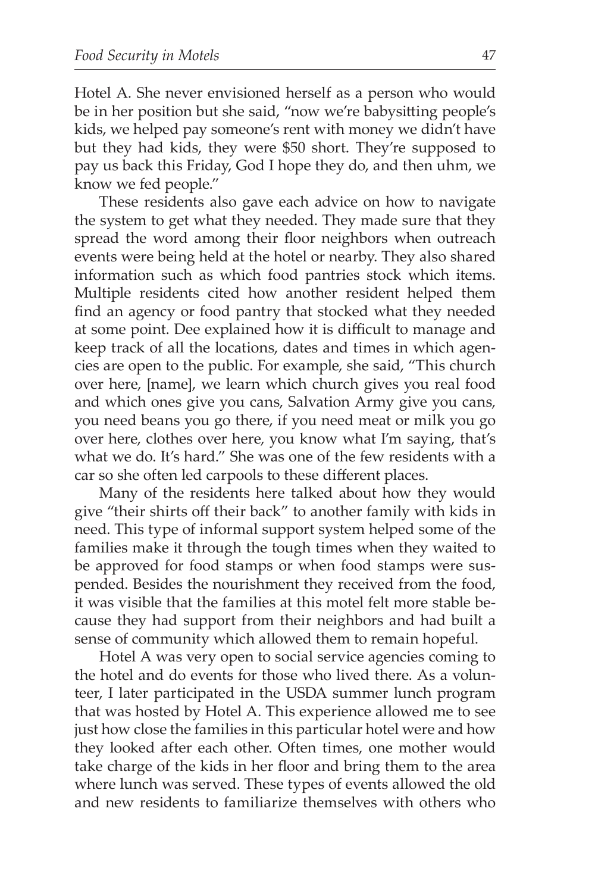Hotel A. She never envisioned herself as a person who would be in her position but she said, "now we're babysitting people's kids, we helped pay someone's rent with money we didn't have but they had kids, they were $50 short. They're supposed to pay us back this Friday, God I hope they do, and then uhm, we know we fed people."

These residents also gave each advice on how to navigate the system to get what they needed. They made sure that they spread the word among their floor neighbors when outreach events were being held at the hotel or nearby. They also shared information such as which food pantries stock which items. Multiple residents cited how another resident helped them find an agency or food pantry that stocked what they needed at some point. Dee explained how it is difficult to manage and keep track of all the locations, dates and times in which agencies are open to the public. For example, she said, "This church over here, [name], we learn which church gives you real food and which ones give you cans, Salvation Army give you cans, you need beans you go there, if you need meat or milk you go over here, clothes over here, you know what I'm saying, that's what we do. It's hard." She was one of the few residents with a car so she often led carpools to these different places.

Many of the residents here talked about how they would give "their shirts off their back" to another family with kids in need. This type of informal support system helped some of the families make it through the tough times when they waited to be approved for food stamps or when food stamps were suspended. Besides the nourishment they received from the food, it was visible that the families at this motel felt more stable because they had support from their neighbors and had built a sense of community which allowed them to remain hopeful.

Hotel A was very open to social service agencies coming to the hotel and do events for those who lived there. As a volunteer, I later participated in the USDA summer lunch program that was hosted by Hotel A. This experience allowed me to see just how close the families in this particular hotel were and how they looked after each other. Often times, one mother would take charge of the kids in her floor and bring them to the area where lunch was served. These types of events allowed the old and new residents to familiarize themselves with others who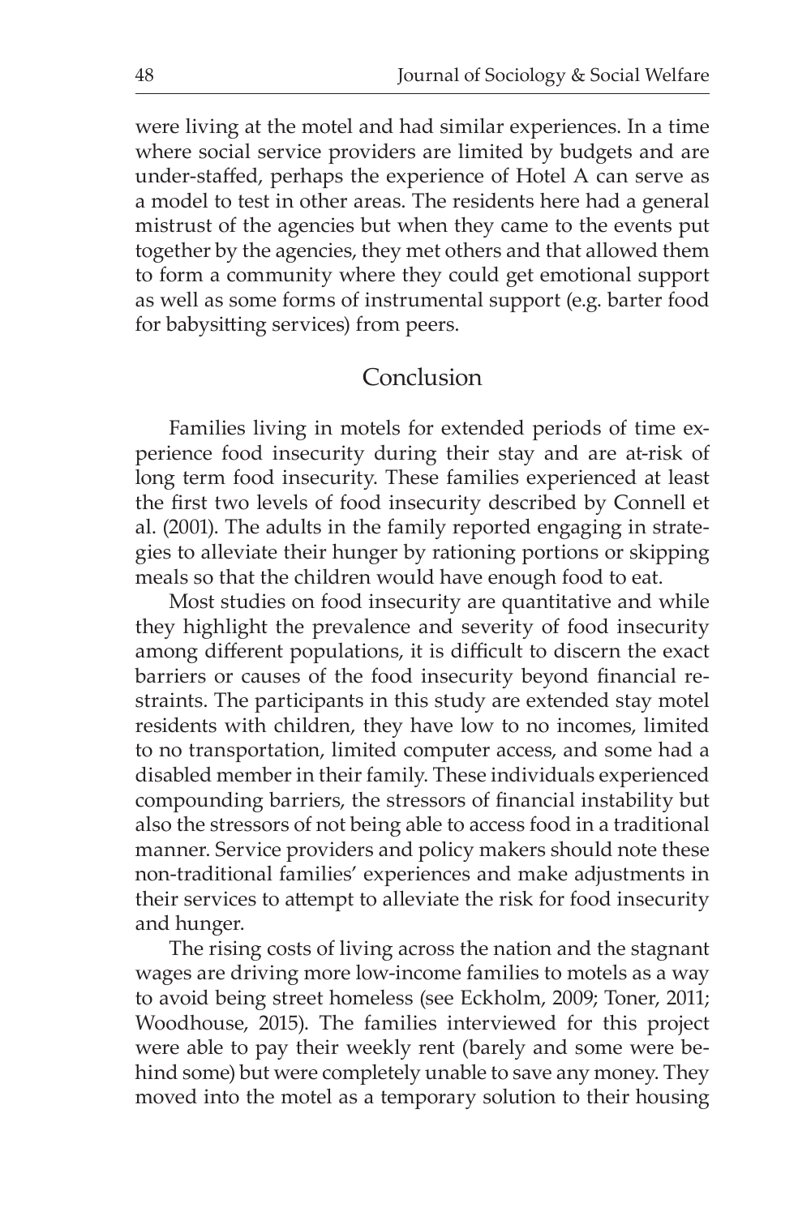were living at the motel and had similar experiences. In a time where social service providers are limited by budgets and are under-staffed, perhaps the experience of Hotel A can serve as a model to test in other areas. The residents here had a general mistrust of the agencies but when they came to the events put together by the agencies, they met others and that allowed them to form a community where they could get emotional support as well as some forms of instrumental support (e.g. barter food for babysitting services) from peers.

## Conclusion

Families living in motels for extended periods of time experience food insecurity during their stay and are at-risk of long term food insecurity. These families experienced at least the first two levels of food insecurity described by Connell et al. (2001). The adults in the family reported engaging in strategies to alleviate their hunger by rationing portions or skipping meals so that the children would have enough food to eat.

Most studies on food insecurity are quantitative and while they highlight the prevalence and severity of food insecurity among different populations, it is difficult to discern the exact barriers or causes of the food insecurity beyond financial restraints. The participants in this study are extended stay motel residents with children, they have low to no incomes, limited to no transportation, limited computer access, and some had a disabled member in their family. These individuals experienced compounding barriers, the stressors of financial instability but also the stressors of not being able to access food in a traditional manner. Service providers and policy makers should note these non-traditional families' experiences and make adjustments in their services to attempt to alleviate the risk for food insecurity and hunger.

The rising costs of living across the nation and the stagnant wages are driving more low-income families to motels as a way to avoid being street homeless (see Eckholm, 2009; Toner, 2011; Woodhouse, 2015). The families interviewed for this project were able to pay their weekly rent (barely and some were behind some) but were completely unable to save any money. They moved into the motel as a temporary solution to their housing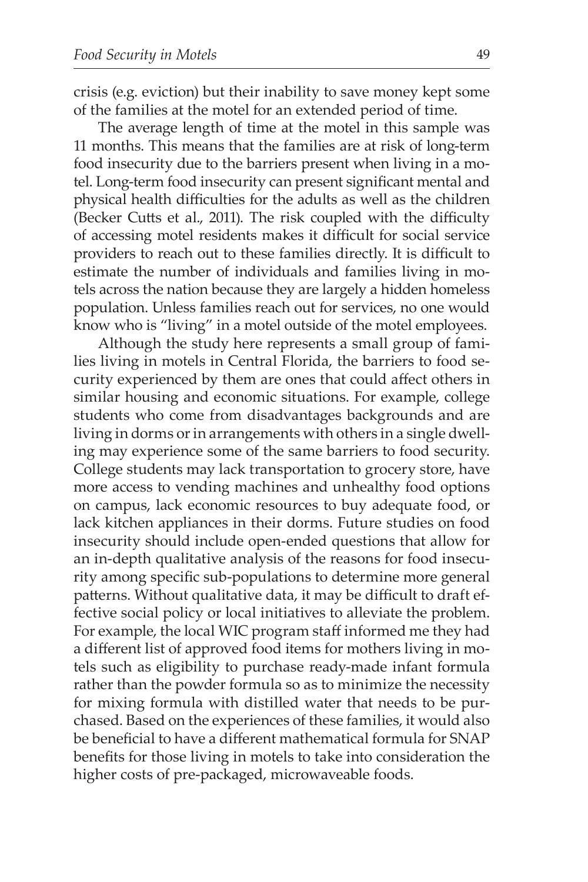crisis (e.g. eviction) but their inability to save money kept some of the families at the motel for an extended period of time.

The average length of time at the motel in this sample was 11 months. This means that the families are at risk of long-term food insecurity due to the barriers present when living in a motel. Long-term food insecurity can present significant mental and physical health difficulties for the adults as well as the children (Becker Cutts et al., 2011). The risk coupled with the difficulty of accessing motel residents makes it difficult for social service providers to reach out to these families directly. It is difficult to estimate the number of individuals and families living in motels across the nation because they are largely a hidden homeless population. Unless families reach out for services, no one would know who is "living" in a motel outside of the motel employees.

Although the study here represents a small group of families living in motels in Central Florida, the barriers to food security experienced by them are ones that could affect others in similar housing and economic situations. For example, college students who come from disadvantages backgrounds and are living in dorms or in arrangements with others in a single dwelling may experience some of the same barriers to food security. College students may lack transportation to grocery store, have more access to vending machines and unhealthy food options on campus, lack economic resources to buy adequate food, or lack kitchen appliances in their dorms. Future studies on food insecurity should include open-ended questions that allow for an in-depth qualitative analysis of the reasons for food insecurity among specific sub-populations to determine more general patterns. Without qualitative data, it may be difficult to draft effective social policy or local initiatives to alleviate the problem. For example, the local WIC program staff informed me they had a different list of approved food items for mothers living in motels such as eligibility to purchase ready-made infant formula rather than the powder formula so as to minimize the necessity for mixing formula with distilled water that needs to be purchased. Based on the experiences of these families, it would also be beneficial to have a different mathematical formula for SNAP benefits for those living in motels to take into consideration the higher costs of pre-packaged, microwaveable foods.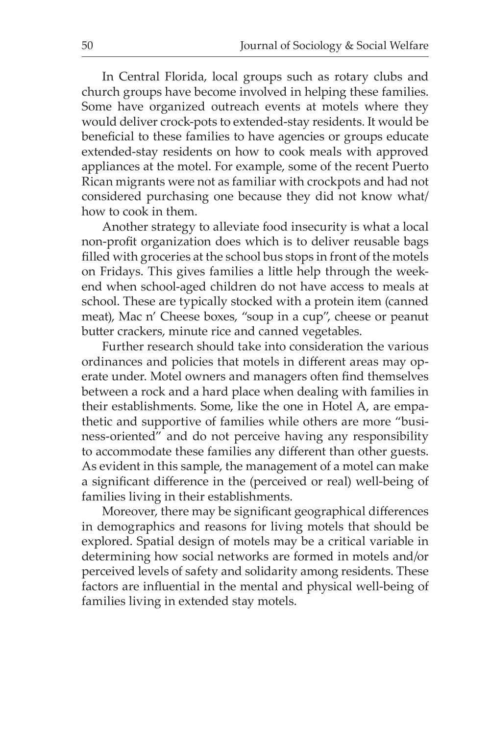In Central Florida, local groups such as rotary clubs and church groups have become involved in helping these families. Some have organized outreach events at motels where they would deliver crock-pots to extended-stay residents. It would be beneficial to these families to have agencies or groups educate extended-stay residents on how to cook meals with approved appliances at the motel. For example, some of the recent Puerto Rican migrants were not as familiar with crockpots and had not considered purchasing one because they did not know what/how to cook in them.

Another strategy to alleviate food insecurity is what a local non-profit organization does which is to deliver reusable bags filled with groceries at the school bus stops in front of the motels on Fridays. This gives families a little help through the weekend when school-aged children do not have access to meals at school. These are typically stocked with a protein item (canned meat), Mac n' Cheese boxes, "soup in a cup", cheese or peanut butter crackers, minute rice and canned vegetables.

Further research should take into consideration the various ordinances and policies that motels in different areas may operate under. Motel owners and managers often find themselves between a rock and a hard place when dealing with families in their establishments. Some, like the one in Hotel A, are empathetic and supportive of families while others are more "business-oriented" and do not perceive having any responsibility to accommodate these families any different than other guests. As evident in this sample, the management of a motel can make a significant difference in the (perceived or real) well-being of families living in their establishments.

Moreover, there may be significant geographical differences in demographics and reasons for living motels that should be explored. Spatial design of motels may be a critical variable in determining how social networks are formed in motels and/or perceived levels of safety and solidarity among residents. These factors are influential in the mental and physical well-being of families living in extended stay motels.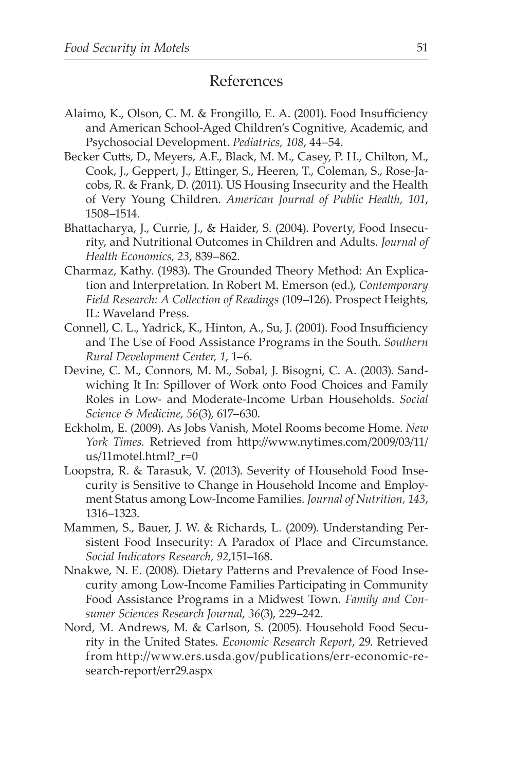## References

Alaimo, K., Olson, C. M. & Frongillo, E. A. (2001). Food Insufficiency and American School-Aged Children's Cognitive, Academic, and Psychosocial Development. *Pediatrics, 108*, 44–54.

Becker Cutts, D., Meyers, A.F., Black, M. M., Casey, P. H., Chilton, M., Cook, J., Geppert, J., Ettinger, S., Heeren, T., Coleman, S., Rose-Jacobs, R. & Frank, D. (2011). US Housing Insecurity and the Health of Very Young Children. *American Journal of Public Health, 101*, 1508–1514.

Bhattacharya, J., Currie, J., & Haider, S. (2004). Poverty, Food Insecurity, and Nutritional Outcomes in Children and Adults. *Journal of Health Economics, 23*, 839–862.

Charmaz, Kathy. (1983). The Grounded Theory Method: An Explication and Interpretation. In Robert M. Emerson (ed.), *Contemporary Field Research: A Collection of Readings* (109–126). Prospect Heights, IL: Waveland Press.

Connell, C. L., Yadrick, K., Hinton, A., Su, J. (2001). Food Insufficiency and The Use of Food Assistance Programs in the South. *Southern Rural Development Center, 1*, 1–6.

Devine, C. M., Connors, M. M., Sobal, J. Bisogni, C. A. (2003). Sandwiching It In: Spillover of Work onto Food Choices and Family Roles in Low- and Moderate-Income Urban Households. *Social Science & Medicine, 56*(3), 617–630.

Eckholm, E. (2009). As Jobs Vanish, Motel Rooms become Home. *New York Times.* Retrieved from http://www.nytimes.com/2009/03/11/us/11motel.html?_r=0

Loopstra, R. & Tarasuk, V. (2013). Severity of Household Food Insecurity is Sensitive to Change in Household Income and Employment Status among Low-Income Families. *Journal of Nutrition, 143*, 1316–1323.

Mammen, S., Bauer, J. W. & Richards, L. (2009). Understanding Persistent Food Insecurity: A Paradox of Place and Circumstance. *Social Indicators Research, 92*,151–168.

Nnakwe, N. E. (2008). Dietary Patterns and Prevalence of Food Insecurity among Low-Income Families Participating in Community Food Assistance Programs in a Midwest Town. *Family and Consumer Sciences Research Journal, 36*(3), 229–242.

Nord, M. Andrews, M. & Carlson, S. (2005). Household Food Security in the United States. *Economic Research Report*, 29. Retrieved from http://www.ers.usda.gov/publications/err-economic-research-report/err29.aspx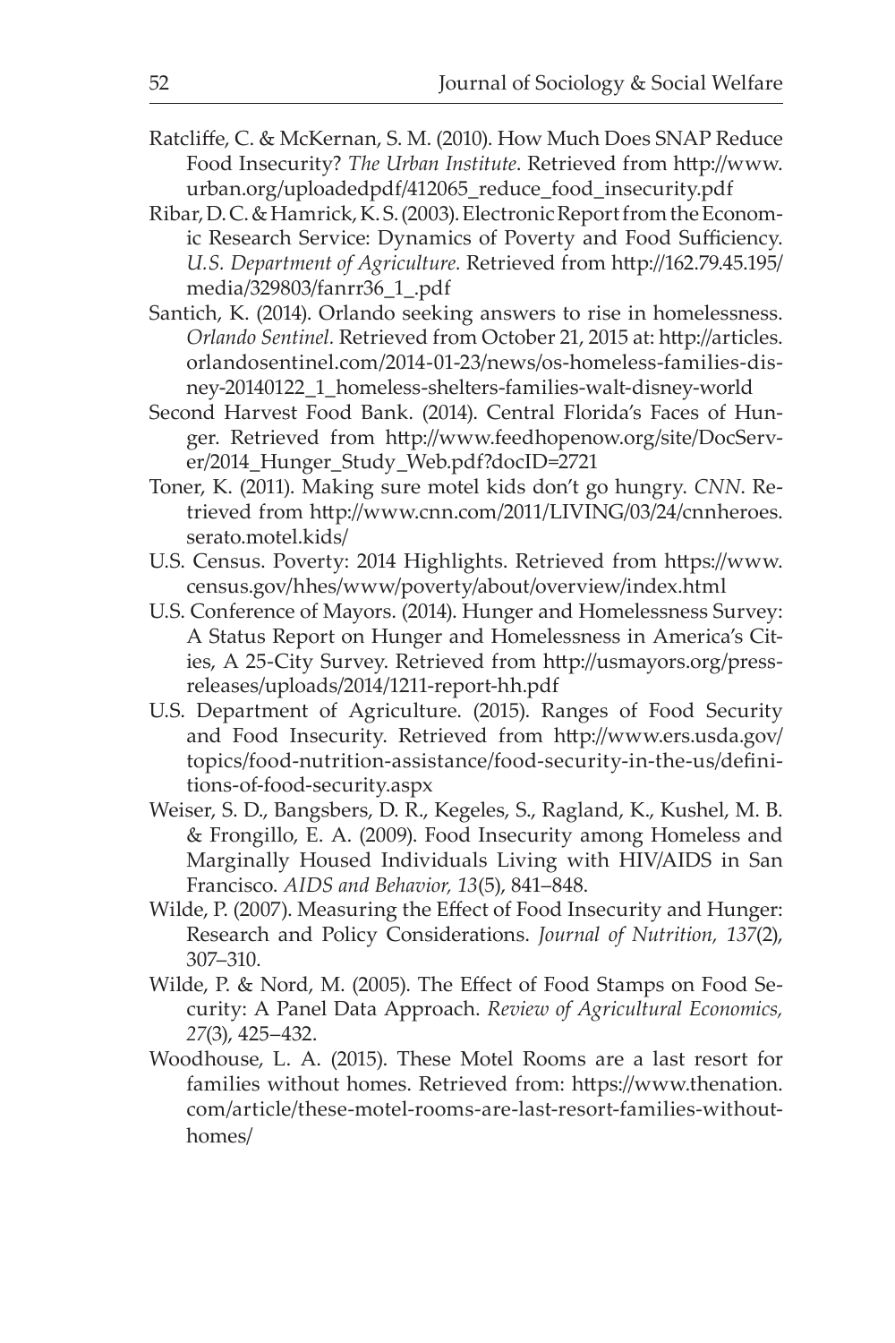Ratcliffe, C. & McKernan, S. M. (2010). How Much Does SNAP Reduce Food Insecurity? *The Urban Institute*. Retrieved from http://www.urban.org/uploadedpdf/412065_reduce_food_insecurity.pdf

Ribar, D. C. & Hamrick, K. S. (2003). Electronic Report from the Economic Research Service: Dynamics of Poverty and Food Sufficiency. *U.S. Department of Agriculture*. Retrieved from http://162.79.45.195/media/329803/fanrr36_1_.pdf

Santich, K. (2014). Orlando seeking answers to rise in homelessness. *Orlando Sentinel*. Retrieved from October 21, 2015 at: http://articles.orlandosentinel.com/2014-01-23/news/os-homeless-families-disney-20140122_1_homeless-shelters-families-walt-disney-world

Second Harvest Food Bank. (2014). Central Florida's Faces of Hunger. Retrieved from http://www.feedhopenow.org/site/DocServer/2014_Hunger_Study_Web.pdf?docID=2721

Toner, K. (2011). Making sure motel kids don't go hungry. *CNN*. Retrieved from http://www.cnn.com/2011/LIVING/03/24/cnnheroes.serato.motel.kids/

U.S. Census. Poverty: 2014 Highlights. Retrieved from https://www.census.gov/hhes/www/poverty/about/overview/index.html

U.S. Conference of Mayors. (2014). Hunger and Homelessness Survey: A Status Report on Hunger and Homelessness in America's Cities, A 25-City Survey. Retrieved from http://usmayors.org/pressreleases/uploads/2014/1211-report-hh.pdf

U.S. Department of Agriculture. (2015). Ranges of Food Security and Food Insecurity. Retrieved from http://www.ers.usda.gov/topics/food-nutrition-assistance/food-security-in-the-us/definitions-of-food-security.aspx

Weiser, S. D., Bangsbers, D. R., Kegeles, S., Ragland, K., Kushel, M. B. & Frongillo, E. A. (2009). Food Insecurity among Homeless and Marginally Housed Individuals Living with HIV/AIDS in San Francisco. *AIDS and Behavior, 13*(5), 841–848.

Wilde, P. (2007). Measuring the Effect of Food Insecurity and Hunger: Research and Policy Considerations. *Journal of Nutrition, 137*(2), 307–310.

Wilde, P. & Nord, M. (2005). The Effect of Food Stamps on Food Security: A Panel Data Approach. *Review of Agricultural Economics, 27*(3), 425–432.

Woodhouse, L. A. (2015). These Motel Rooms are a last resort for families without homes. Retrieved from: https://www.thenation.com/article/these-motel-rooms-are-last-resort-families-without-homes/